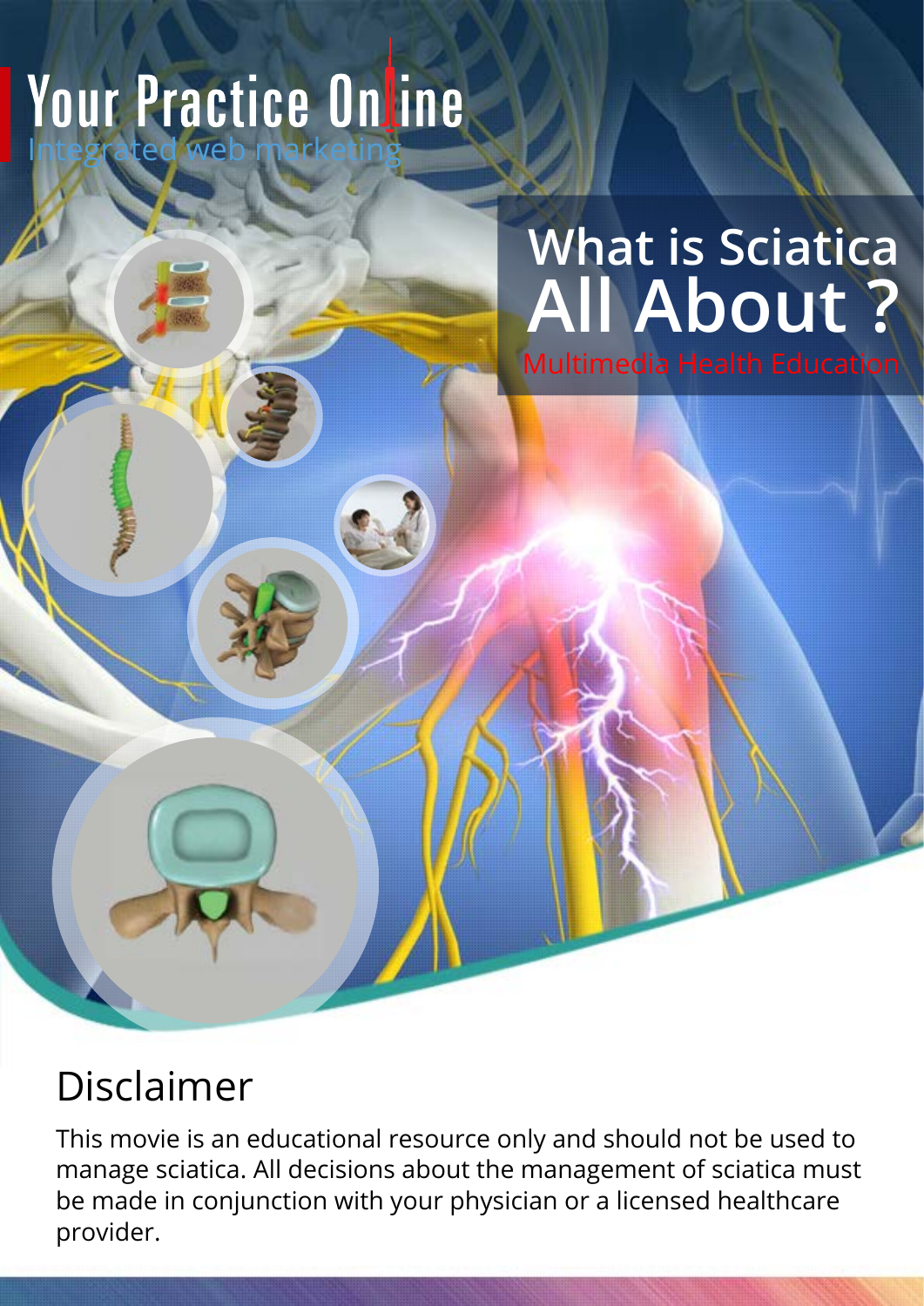Your Practice Online

Integrated web marketing

# What is Sciatica All About ?

Multimedia Health Education

## Disclaimer

This movie is an educational resource only and should not be used to manage sciatica. All decisions about the management of sciatica must be made in conjunction with your physician or a licensed healthcare provider.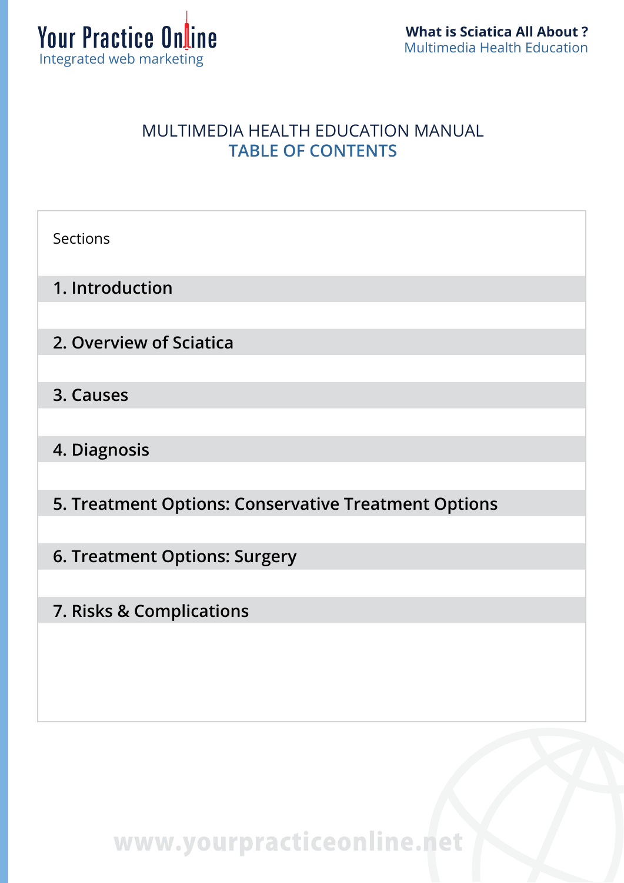# MULTIMEDIA HEALTH EDUCATION MANUAL

## TABLE OF CONTENTS

| Sections |
| --- |
| **1. Introduction** |
| **2. Overview of Sciatica** |
| **3. Causes** |
| **4. Diagnosis** |
| **5. Treatment Options: Conservative Treatment Options** |
| **6. Treatment Options: Surgery** |
| **7. Risks & Complications** |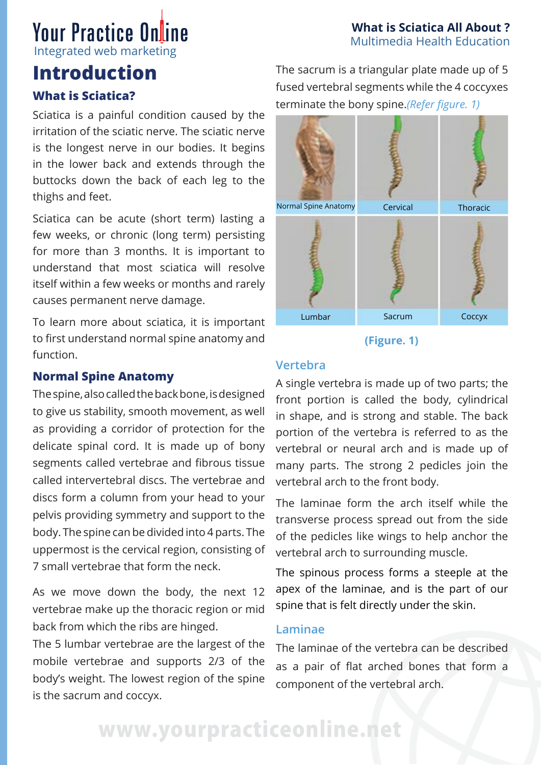# Introduction

## What is Sciatica?

Sciatica is a painful condition caused by the irritation of the sciatic nerve. The sciatic nerve is the longest nerve in our bodies. It begins in the lower back and extends through the buttocks down the back of each leg to the thighs and feet.

Sciatica can be acute (short term) lasting a few weeks, or chronic (long term) persisting for more than 3 months. It is important to understand that most sciatica will resolve itself within a few weeks or months and rarely causes permanent nerve damage.

To learn more about sciatica, it is important to first understand normal spine anatomy and function.

## Normal Spine Anatomy

The spine, also called the back bone, is designed to give us stability, smooth movement, as well as providing a corridor of protection for the delicate spinal cord. It is made up of bony segments called vertebrae and fibrous tissue called intervertebral discs. The vertebrae and discs form a column from your head to your pelvis providing symmetry and support to the body. The spine can be divided into 4 parts. The uppermost is the cervical region, consisting of 7 small vertebrae that form the neck.

As we move down the body, the next 12 vertebrae make up the thoracic region or mid back from which the ribs are hinged.

The 5 lumbar vertebrae are the largest of the mobile vertebrae and supports 2/3 of the body's weight. The lowest region of the spine is the sacrum and coccyx.

The sacrum is a triangular plate made up of 5 fused vertebral segments while the 4 coccyxes terminate the bony spine. *(Refer figure. 1)*

Normal Spine Anatomy | Cervical | Thoracic | Lumbar | Sacrum | Coccyx

**(Figure. 1)**

### Vertebra

A single vertebra is made up of two parts; the front portion is called the body, cylindrical in shape, and is strong and stable. The back portion of the vertebra is referred to as the vertebral or neural arch and is made up of many parts. The strong 2 pedicles join the vertebral arch to the front body.

The laminae form the arch itself while the transverse process spread out from the side of the pedicles like wings to help anchor the vertebral arch to surrounding muscle.

The spinous process forms a steeple at the apex of the laminae, and is the part of our spine that is felt directly under the skin.

### Laminae

The laminae of the vertebra can be described as a pair of flat arched bones that form a component of the vertebral arch.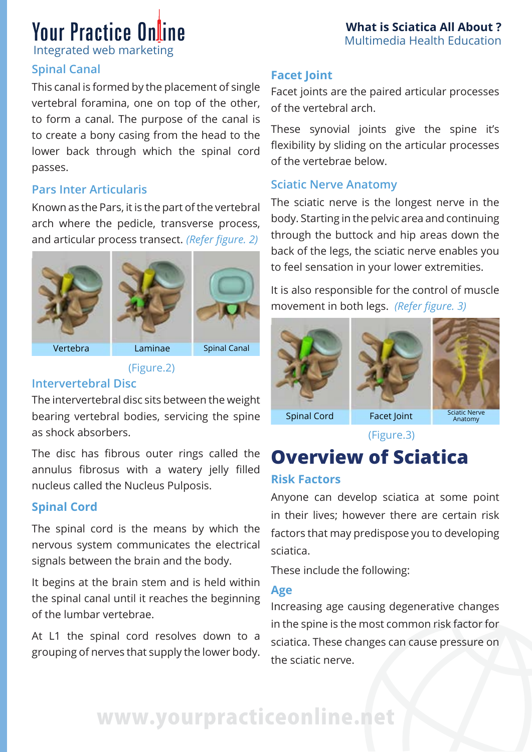## Spinal Canal

This canal is formed by the placement of single vertebral foramina, one on top of the other, to form a canal. The purpose of the canal is to create a bony casing from the head to the lower back through which the spinal cord passes.

## Pars Inter Articularis

Known as the Pars, it is the part of the vertebral arch where the pedicle, transverse process, and articular process transect. *(Refer figure. 2)*

Vertebra Laminae Spinal Canal

(Figure.2)

## Intervertebral Disc

The intervertebral disc sits between the weight bearing vertebral bodies, servicing the spine as shock absorbers.

The disc has fibrous outer rings called the annulus fibrosus with a watery jelly filled nucleus called the Nucleus Pulposis.

## Spinal Cord

The spinal cord is the means by which the nervous system communicates the electrical signals between the brain and the body.

It begins at the brain stem and is held within the spinal canal until it reaches the beginning of the lumbar vertebrae.

At L1 the spinal cord resolves down to a grouping of nerves that supply the lower body.

## Facet Joint

Facet joints are the paired articular processes of the vertebral arch.

These synovial joints give the spine it's flexibility by sliding on the articular processes of the vertebrae below.

## Sciatic Nerve Anatomy

The sciatic nerve is the longest nerve in the body. Starting in the pelvic area and continuing through the buttock and hip areas down the back of the legs, the sciatic nerve enables you to feel sensation in your lower extremities.

It is also responsible for the control of muscle movement in both legs. *(Refer figure. 3)*

Spinal Cord Facet Joint Sciatic Nerve Anatomy

(Figure.3)

# Overview of Sciatica

## Risk Factors

Anyone can develop sciatica at some point in their lives; however there are certain risk factors that may predispose you to developing sciatica.

These include the following:

## Age

Increasing age causing degenerative changes in the spine is the most common risk factor for sciatica. These changes can cause pressure on the sciatic nerve.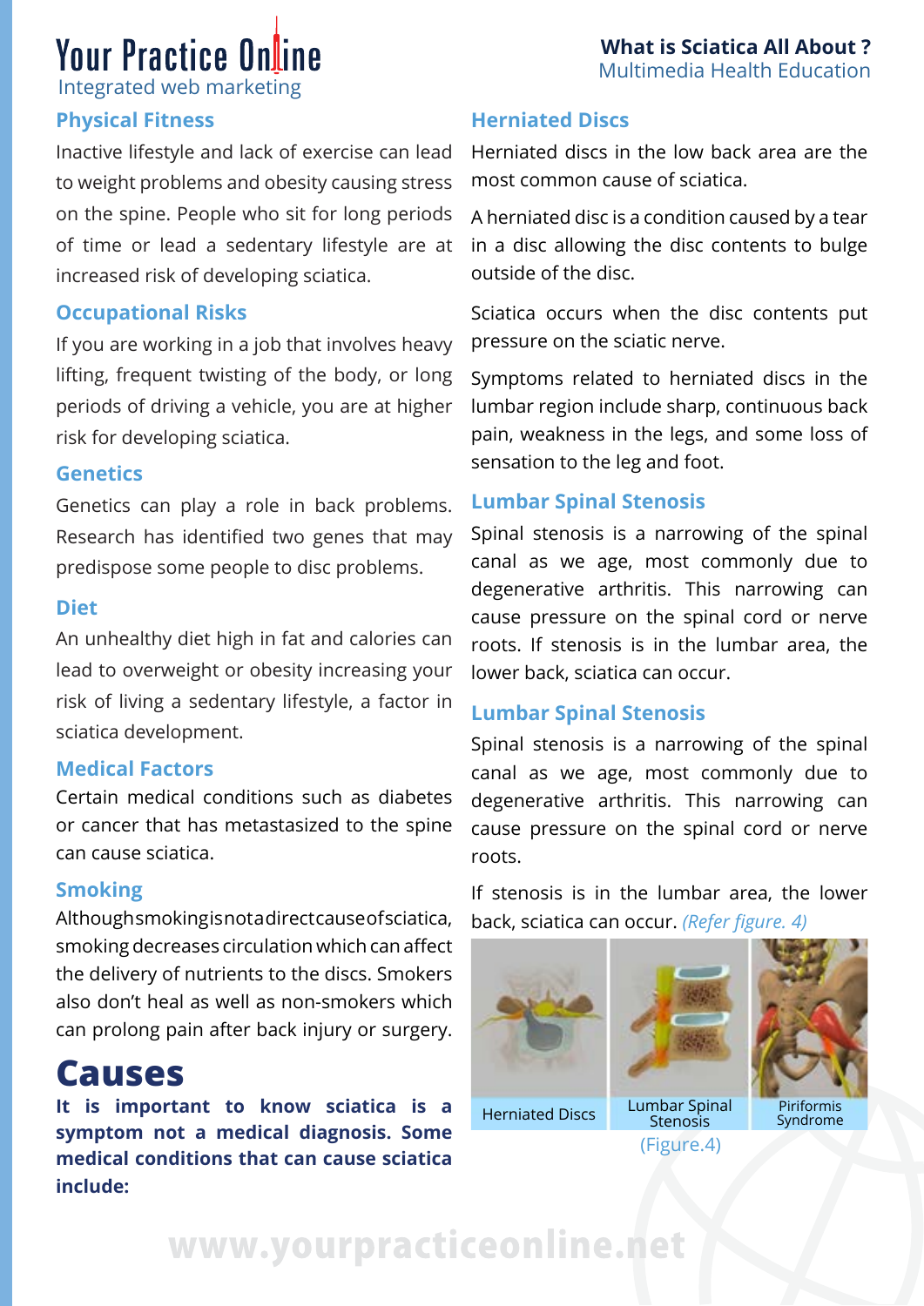## Physical Fitness

Inactive lifestyle and lack of exercise can lead to weight problems and obesity causing stress on the spine. People who sit for long periods of time or lead a sedentary lifestyle are at increased risk of developing sciatica.

## Occupational Risks

If you are working in a job that involves heavy lifting, frequent twisting of the body, or long periods of driving a vehicle, you are at higher risk for developing sciatica.

## Genetics

Genetics can play a role in back problems. Research has identified two genes that may predispose some people to disc problems.

## Diet

An unhealthy diet high in fat and calories can lead to overweight or obesity increasing your risk of living a sedentary lifestyle, a factor in sciatica development.

## Medical Factors

Certain medical conditions such as diabetes or cancer that has metastasized to the spine can cause sciatica.

## Smoking

Although smoking is not a direct cause of sciatica, smoking decreases circulation which can affect the delivery of nutrients to the discs. Smokers also don't heal as well as non-smokers which can prolong pain after back injury or surgery.

# Causes

**It is important to know sciatica is a symptom not a medical diagnosis. Some medical conditions that can cause sciatica include:**

## Herniated Discs

Herniated discs in the low back area are the most common cause of sciatica.

A herniated disc is a condition caused by a tear in a disc allowing the disc contents to bulge outside of the disc.

Sciatica occurs when the disc contents put pressure on the sciatic nerve.

Symptoms related to herniated discs in the lumbar region include sharp, continuous back pain, weakness in the legs, and some loss of sensation to the leg and foot.

## Lumbar Spinal Stenosis

Spinal stenosis is a narrowing of the spinal canal as we age, most commonly due to degenerative arthritis. This narrowing can cause pressure on the spinal cord or nerve roots. If stenosis is in the lumbar area, the lower back, sciatica can occur.

## Lumbar Spinal Stenosis

Spinal stenosis is a narrowing of the spinal canal as we age, most commonly due to degenerative arthritis. This narrowing can cause pressure on the spinal cord or nerve roots.

If stenosis is in the lumbar area, the lower back, sciatica can occur. *(Refer figure. 4)*

Herniated Discs | Lumbar Spinal Stenosis | Piriformis Syndrome

(Figure.4)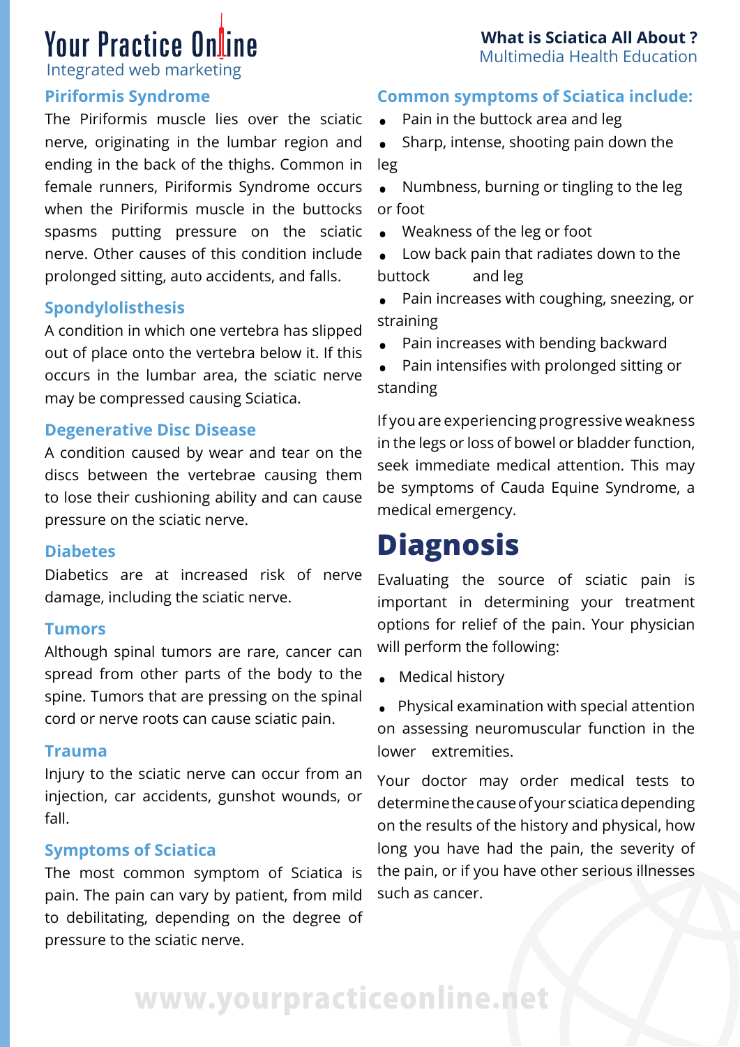## Piriformis Syndrome

The Piriformis muscle lies over the sciatic nerve, originating in the lumbar region and ending in the back of the thighs. Common in female runners, Piriformis Syndrome occurs when the Piriformis muscle in the buttocks spasms putting pressure on the sciatic nerve. Other causes of this condition include prolonged sitting, auto accidents, and falls.

## Spondylolisthesis

A condition in which one vertebra has slipped out of place onto the vertebra below it. If this occurs in the lumbar area, the sciatic nerve may be compressed causing Sciatica.

## Degenerative Disc Disease

A condition caused by wear and tear on the discs between the vertebrae causing them to lose their cushioning ability and can cause pressure on the sciatic nerve.

## Diabetes

Diabetics are at increased risk of nerve damage, including the sciatic nerve.

## Tumors

Although spinal tumors are rare, cancer can spread from other parts of the body to the spine. Tumors that are pressing on the spinal cord or nerve roots can cause sciatic pain.

## Trauma

Injury to the sciatic nerve can occur from an injection, car accidents, gunshot wounds, or fall.

## Symptoms of Sciatica

The most common symptom of Sciatica is pain. The pain can vary by patient, from mild to debilitating, depending on the degree of pressure to the sciatic nerve.

## Common symptoms of Sciatica include:

- Pain in the buttock area and leg
- Sharp, intense, shooting pain down the leg
- Numbness, burning or tingling to the leg or foot
- Weakness of the leg or foot
- Low back pain that radiates down to the buttock and leg
- Pain increases with coughing, sneezing, or straining
- Pain increases with bending backward
- Pain intensifies with prolonged sitting or standing

If you are experiencing progressive weakness in the legs or loss of bowel or bladder function, seek immediate medical attention. This may be symptoms of Cauda Equine Syndrome, a medical emergency.

# Diagnosis

Evaluating the source of sciatic pain is important in determining your treatment options for relief of the pain. Your physician will perform the following:

- Medical history
- Physical examination with special attention on assessing neuromuscular function in the lower extremities.

Your doctor may order medical tests to determine the cause of your sciatica depending on the results of the history and physical, how long you have had the pain, the severity of the pain, or if you have other serious illnesses such as cancer.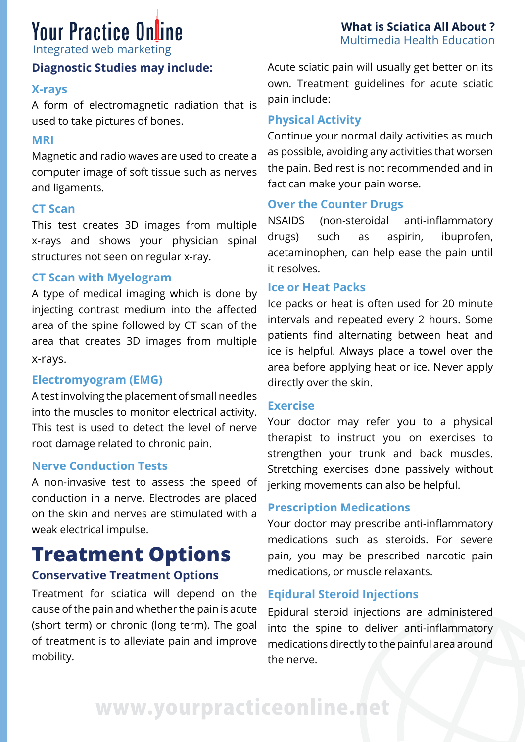## Diagnostic Studies may include:

### X-rays

A form of electromagnetic radiation that is used to take pictures of bones.

### MRI

Magnetic and radio waves are used to create a computer image of soft tissue such as nerves and ligaments.

### CT Scan

This test creates 3D images from multiple x-rays and shows your physician spinal structures not seen on regular x-ray.

### CT Scan with Myelogram

A type of medical imaging which is done by injecting contrast medium into the affected area of the spine followed by CT scan of the area that creates 3D images from multiple x-rays.

### Electromyogram (EMG)

A test involving the placement of small needles into the muscles to monitor electrical activity. This test is used to detect the level of nerve root damage related to chronic pain.

### Nerve Conduction Tests

A non-invasive test to assess the speed of conduction in a nerve. Electrodes are placed on the skin and nerves are stimulated with a weak electrical impulse.

# Treatment Options

## Conservative Treatment Options

Treatment for sciatica will depend on the cause of the pain and whether the pain is acute (short term) or chronic (long term). The goal of treatment is to alleviate pain and improve mobility.

Acute sciatic pain will usually get better on its own. Treatment guidelines for acute sciatic pain include:

### Physical Activity

Continue your normal daily activities as much as possible, avoiding any activities that worsen the pain. Bed rest is not recommended and in fact can make your pain worse.

### Over the Counter Drugs

NSAIDS (non-steroidal anti-inflammatory drugs) such as aspirin, ibuprofen, acetaminophen, can help ease the pain until it resolves.

### Ice or Heat Packs

Ice packs or heat is often used for 20 minute intervals and repeated every 2 hours. Some patients find alternating between heat and ice is helpful. Always place a towel over the area before applying heat or ice. Never apply directly over the skin.

### Exercise

Your doctor may refer you to a physical therapist to instruct you on exercises to strengthen your trunk and back muscles. Stretching exercises done passively without jerking movements can also be helpful.

### Prescription Medications

Your doctor may prescribe anti-inflammatory medications such as steroids. For severe pain, you may be prescribed narcotic pain medications, or muscle relaxants.

### Eqidural Steroid Injections

Epidural steroid injections are administered into the spine to deliver anti-inflammatory medications directly to the painful area around the nerve.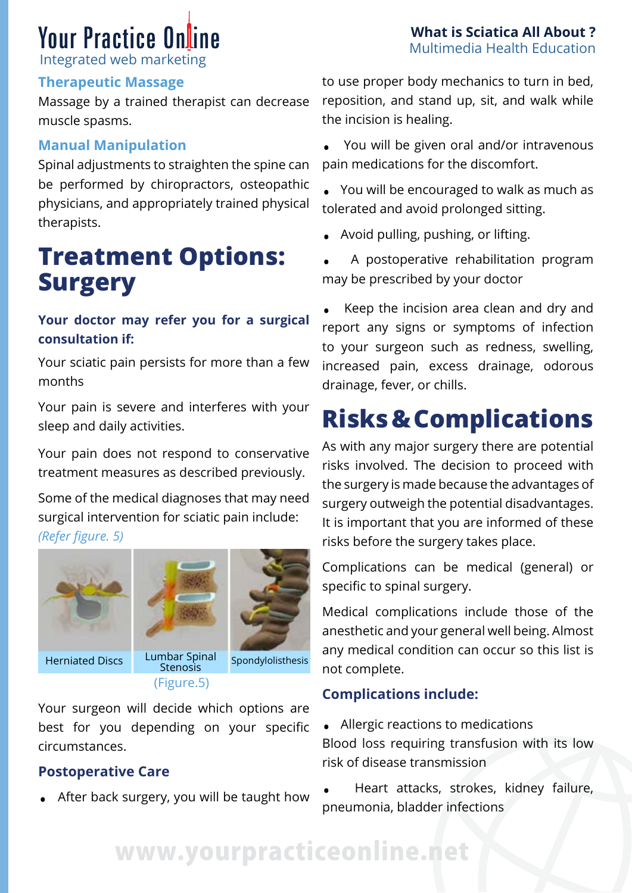### Therapeutic Massage

Massage by a trained therapist can decrease muscle spasms.

### Manual Manipulation

Spinal adjustments to straighten the spine can be performed by chiropractors, osteopathic physicians, and appropriately trained physical therapists.

## Treatment Options: Surgery

**Your doctor may refer you for a surgical consultation if:**

Your sciatic pain persists for more than a few months

Your pain is severe and interferes with your sleep and daily activities.

Your pain does not respond to conservative treatment measures as described previously.

Some of the medical diagnoses that may need surgical intervention for sciatic pain include: *(Refer figure. 5)*

Herniated Discs | Lumbar Spinal Stenosis | Spondylolisthesis

(Figure.5)

Your surgeon will decide which options are best for you depending on your specific circumstances.

### Postoperative Care

- After back surgery, you will be taught how to use proper body mechanics to turn in bed, reposition, and stand up, sit, and walk while the incision is healing.
- You will be given oral and/or intravenous pain medications for the discomfort.
- You will be encouraged to walk as much as tolerated and avoid prolonged sitting.
- Avoid pulling, pushing, or lifting.
- A postoperative rehabilitation program may be prescribed by your doctor
- Keep the incision area clean and dry and report any signs or symptoms of infection to your surgeon such as redness, swelling, increased pain, excess drainage, odorous drainage, fever, or chills.

## Risks & Complications

As with any major surgery there are potential risks involved. The decision to proceed with the surgery is made because the advantages of surgery outweigh the potential disadvantages. It is important that you are informed of these risks before the surgery takes place.

Complications can be medical (general) or specific to spinal surgery.

Medical complications include those of the anesthetic and your general well being. Almost any medical condition can occur so this list is not complete.

### Complications include:

- Allergic reactions to medications
Blood loss requiring transfusion with its low risk of disease transmission
- Heart attacks, strokes, kidney failure, pneumonia, bladder infections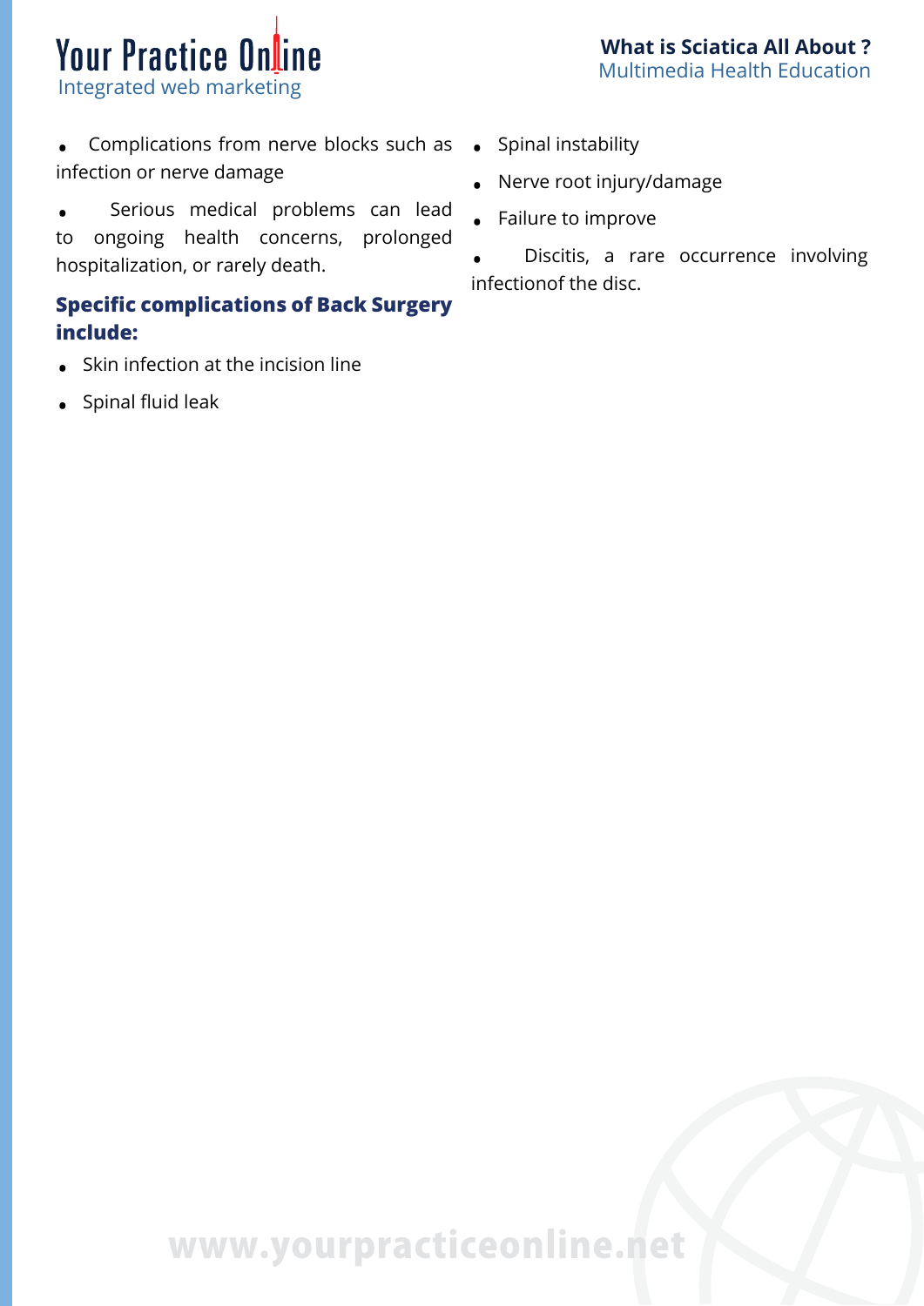- Complications from nerve blocks such as infection or nerve damage
- Serious medical problems can lead to ongoing health concerns, prolonged hospitalization, or rarely death.

### Specific complications of Back Surgery include:

- Skin infection at the incision line
- Spinal fluid leak
- Spinal instability
- Nerve root injury/damage
- Failure to improve
- Discitis, a rare occurrence involving infectionof the disc.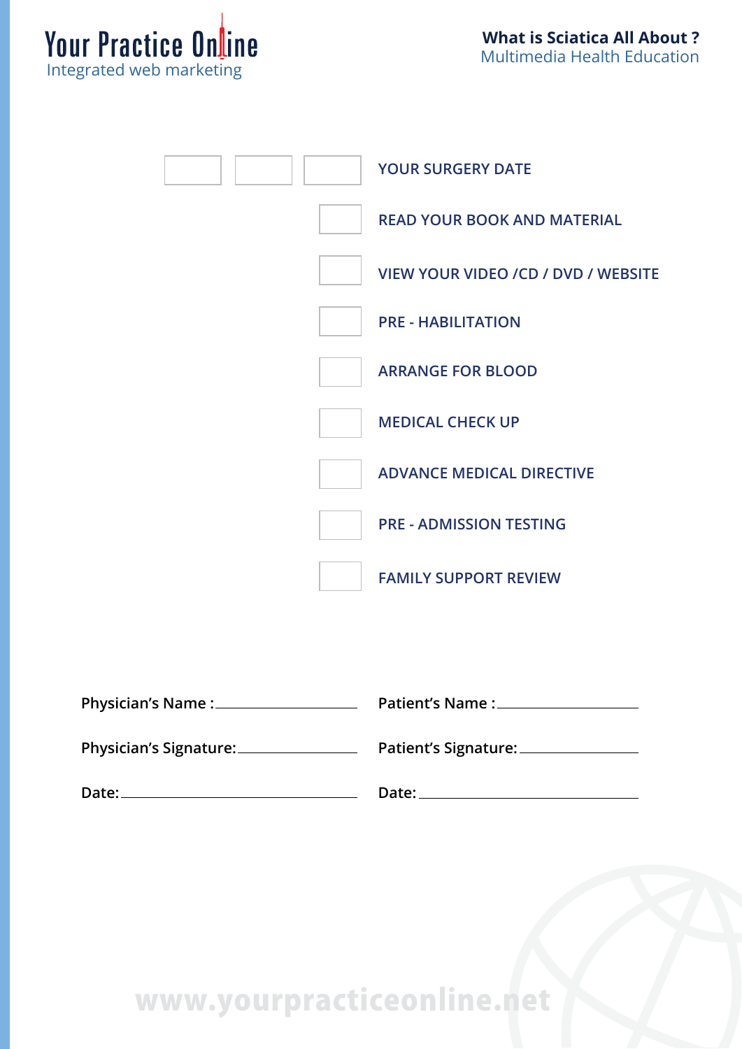- [ ] [ ] [ ] YOUR SURGERY DATE
- [ ] READ YOUR BOOK AND MATERIAL
- [ ] VIEW YOUR VIDEO /CD / DVD / WEBSITE
- [ ] PRE - HABILITATION
- [ ] ARRANGE FOR BLOOD
- [ ] MEDICAL CHECK UP
- [ ] ADVANCE MEDICAL DIRECTIVE
- [ ] PRE - ADMISSION TESTING
- [ ] FAMILY SUPPORT REVIEW

Physician's Name : ____________________

Physician's Signature: ____________________

Date: ____________________

Patient's Name : ____________________

Patient's Signature: ____________________

Date: ____________________